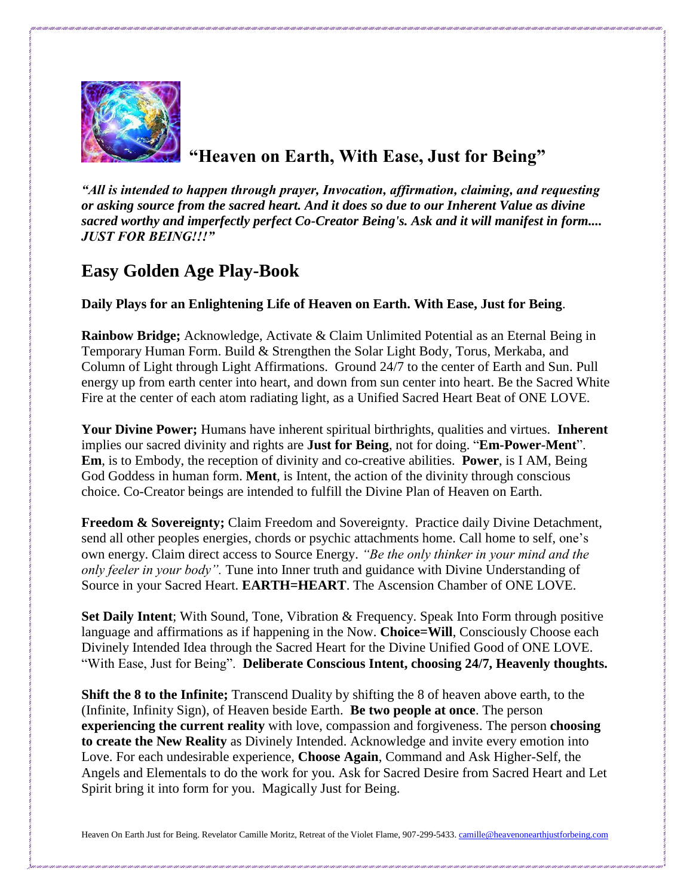# "Heaven on Earth, With Ease, Just for Being"

***"All is intended to happen through prayer, Invocation, affirmation, claiming, and requesting or asking source from the sacred heart. And it does so due to our Inherent Value as divine sacred worthy and imperfectly perfect Co-Creator Being's. Ask and it will manifest in form.... JUST FOR BEING!!!"***

## Easy Golden Age Play-Book

**Daily Plays for an Enlightening Life of Heaven on Earth. With Ease, Just for Being**.

**Rainbow Bridge;** Acknowledge, Activate & Claim Unlimited Potential as an Eternal Being in Temporary Human Form. Build & Strengthen the Solar Light Body, Torus, Merkaba, and Column of Light through Light Affirmations. Ground 24/7 to the center of Earth and Sun. Pull energy up from earth center into heart, and down from sun center into heart. Be the Sacred White Fire at the center of each atom radiating light, as a Unified Sacred Heart Beat of ONE LOVE.

**Your Divine Power;** Humans have inherent spiritual birthrights, qualities and virtues. **Inherent** implies our sacred divinity and rights are **Just for Being**, not for doing. "**Em-Power-Ment**". **Em**, is to Embody, the reception of divinity and co-creative abilities. **Power**, is I AM, Being God Goddess in human form. **Ment**, is Intent, the action of the divinity through conscious choice. Co-Creator beings are intended to fulfill the Divine Plan of Heaven on Earth.

**Freedom & Sovereignty;** Claim Freedom and Sovereignty. Practice daily Divine Detachment, send all other peoples energies, chords or psychic attachments home. Call home to self, one's own energy. Claim direct access to Source Energy. *"Be the only thinker in your mind and the only feeler in your body".* Tune into Inner truth and guidance with Divine Understanding of Source in your Sacred Heart. **EARTH=HEART**. The Ascension Chamber of ONE LOVE.

**Set Daily Intent**; With Sound, Tone, Vibration & Frequency. Speak Into Form through positive language and affirmations as if happening in the Now. **Choice=Will**, Consciously Choose each Divinely Intended Idea through the Sacred Heart for the Divine Unified Good of ONE LOVE. "With Ease, Just for Being". **Deliberate Conscious Intent, choosing 24/7, Heavenly thoughts.**

**Shift the 8 to the Infinite;** Transcend Duality by shifting the 8 of heaven above earth, to the (Infinite, Infinity Sign), of Heaven beside Earth. **Be two people at once**. The person **experiencing the current reality** with love, compassion and forgiveness. The person **choosing to create the New Reality** as Divinely Intended. Acknowledge and invite every emotion into Love. For each undesirable experience, **Choose Again**, Command and Ask Higher-Self, the Angels and Elementals to do the work for you. Ask for Sacred Desire from Sacred Heart and Let Spirit bring it into form for you. Magically Just for Being.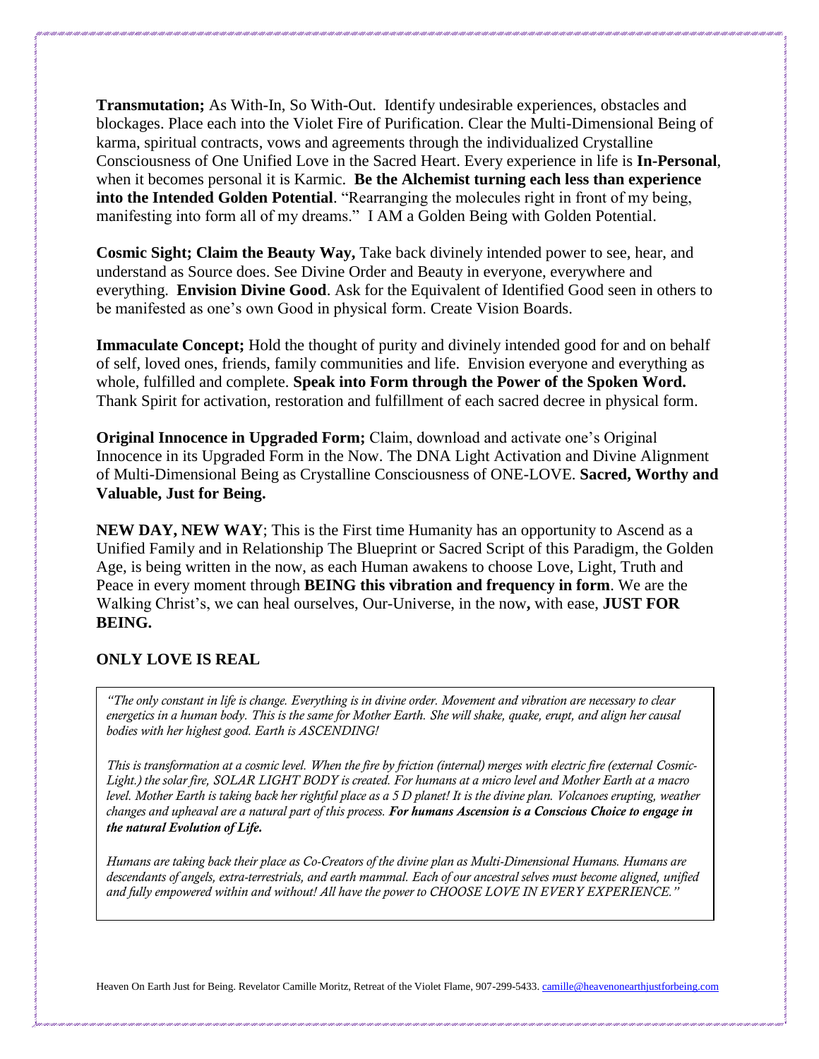**Transmutation;** As With-In, So With-Out. Identify undesirable experiences, obstacles and blockages. Place each into the Violet Fire of Purification. Clear the Multi-Dimensional Being of karma, spiritual contracts, vows and agreements through the individualized Crystalline Consciousness of One Unified Love in the Sacred Heart. Every experience in life is **In-Personal**, when it becomes personal it is Karmic. **Be the Alchemist turning each less than experience into the Intended Golden Potential**. "Rearranging the molecules right in front of my being, manifesting into form all of my dreams." I AM a Golden Being with Golden Potential.

**Cosmic Sight; Claim the Beauty Way,** Take back divinely intended power to see, hear, and understand as Source does. See Divine Order and Beauty in everyone, everywhere and everything. **Envision Divine Good**. Ask for the Equivalent of Identified Good seen in others to be manifested as one's own Good in physical form. Create Vision Boards.

**Immaculate Concept;** Hold the thought of purity and divinely intended good for and on behalf of self, loved ones, friends, family communities and life. Envision everyone and everything as whole, fulfilled and complete. **Speak into Form through the Power of the Spoken Word.** Thank Spirit for activation, restoration and fulfillment of each sacred decree in physical form.

**Original Innocence in Upgraded Form;** Claim, download and activate one's Original Innocence in its Upgraded Form in the Now. The DNA Light Activation and Divine Alignment of Multi-Dimensional Being as Crystalline Consciousness of ONE-LOVE. **Sacred, Worthy and Valuable, Just for Being.**

**NEW DAY, NEW WAY**; This is the First time Humanity has an opportunity to Ascend as a Unified Family and in Relationship The Blueprint or Sacred Script of this Paradigm, the Golden Age, is being written in the now, as each Human awakens to choose Love, Light, Truth and Peace in every moment through **BEING this vibration and frequency in form**. We are the Walking Christ's, we can heal ourselves, Our-Universe, in the now**,** with ease, **JUST FOR BEING.**

**ONLY LOVE IS REAL**

*"The only constant in life is change. Everything is in divine order. Movement and vibration are necessary to clear energetics in a human body. This is the same for Mother Earth. She will shake, quake, erupt, and align her causal bodies with her highest good. Earth is ASCENDING!*

*This is transformation at a cosmic level. When the fire by friction (internal) merges with electric fire (external Cosmic-Light.) the solar fire, SOLAR LIGHT BODY is created. For humans at a micro level and Mother Earth at a macro level. Mother Earth is taking back her rightful place as a 5 D planet! It is the divine plan. Volcanoes erupting, weather changes and upheaval are a natural part of this process.* ***For humans Ascension is a Conscious Choice to engage in the natural Evolution of Life.***

*Humans are taking back their place as Co-Creators of the divine plan as Multi-Dimensional Humans. Humans are descendants of angels, extra-terrestrials, and earth mammal. Each of our ancestral selves must become aligned, unified and fully empowered within and without! All have the power to CHOOSE LOVE IN EVERY EXPERIENCE."*

Heaven On Earth Just for Being. Revelator Camille Moritz, Retreat of the Violet Flame, 907-299-5433. camille@heavenonearthjustforbeing.com